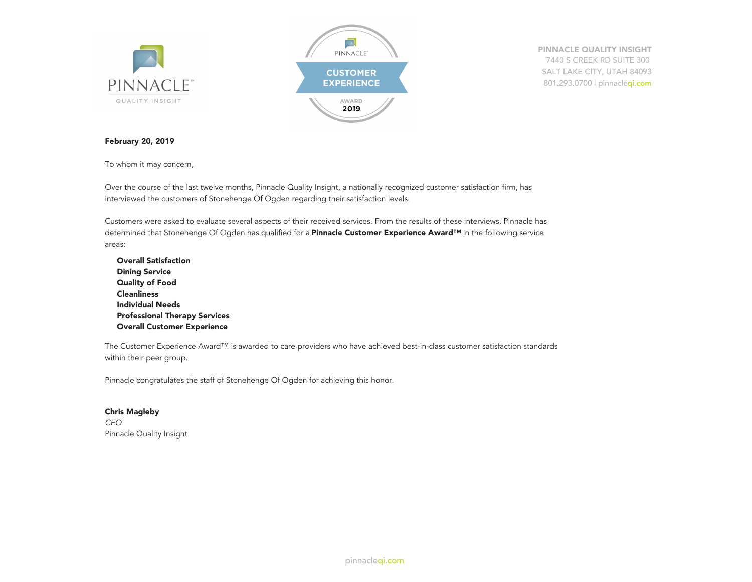PINNACLE
QUALITY INSIGHT

PINNACLE
CUSTOMER EXPERIENCE
AWARD
2019

**PINNACLE QUALITY INSIGHT**
7440 S CREEK RD SUITE 300
SALT LAKE CITY, UTAH 84093
801.293.0700 | pinnacleqi.com

**February 20, 2019**

To whom it may concern,

Over the course of the last twelve months, Pinnacle Quality Insight, a nationally recognized customer satisfaction firm, has interviewed the customers of Stonehenge Of Ogden regarding their satisfaction levels.

Customers were asked to evaluate several aspects of their received services. From the results of these interviews, Pinnacle has determined that Stonehenge Of Ogden has qualified for a **Pinnacle Customer Experience Award™** in the following service areas:

**Overall Satisfaction**
**Dining Service**
**Quality of Food**
**Cleanliness**
**Individual Needs**
**Professional Therapy Services**
**Overall Customer Experience**

The Customer Experience Award™ is awarded to care providers who have achieved best-in-class customer satisfaction standards within their peer group.

Pinnacle congratulates the staff of Stonehenge Of Ogden for achieving this honor.

**Chris Magleby**
*CEO*
Pinnacle Quality Insight

pinnacleqi.com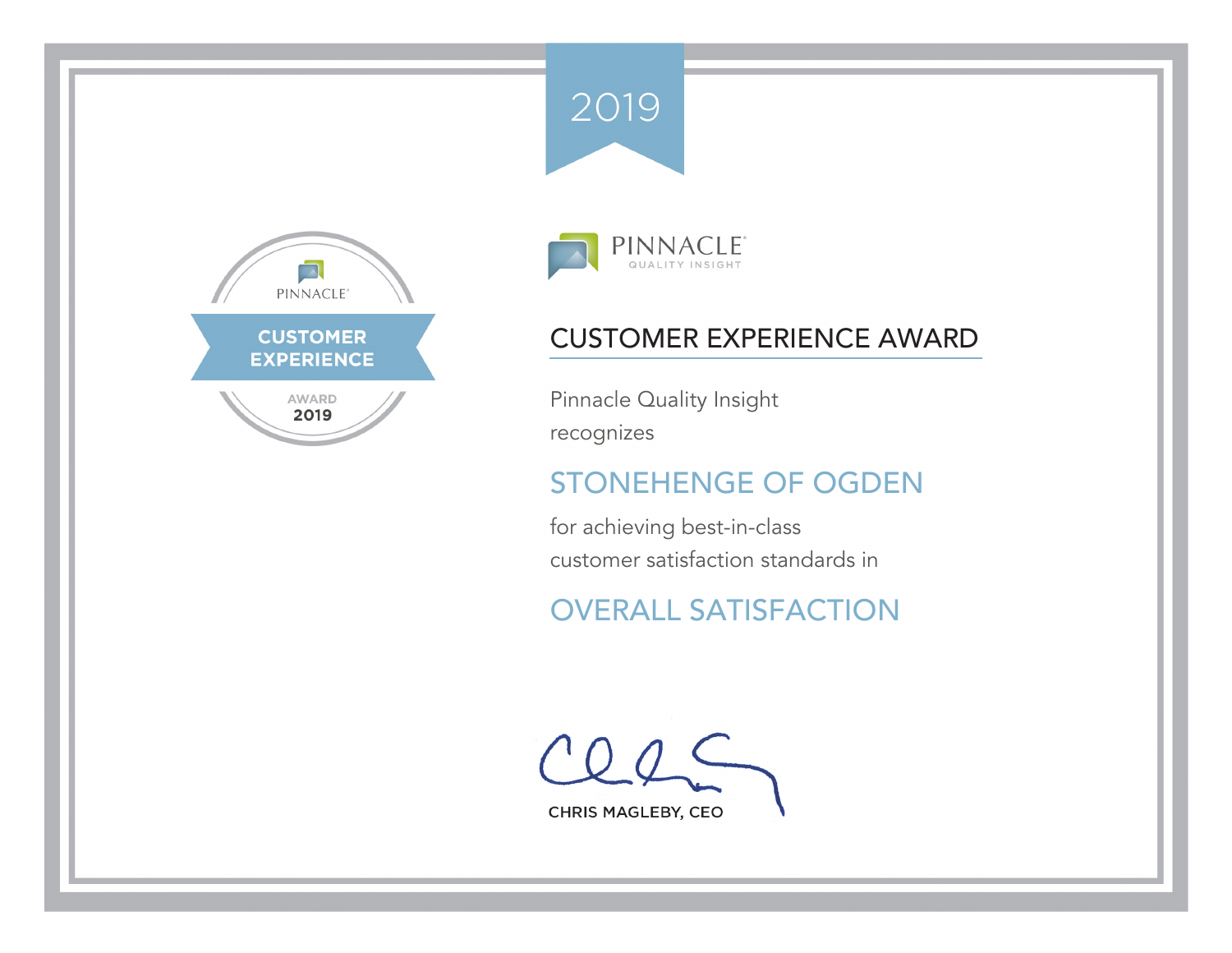2019

PINNACLE
CUSTOMER EXPERIENCE
AWARD
2019

PINNACLE
QUALITY INSIGHT

# CUSTOMER EXPERIENCE AWARD

Pinnacle Quality Insight
recognizes

## STONEHENGE OF OGDEN

for achieving best-in-class
customer satisfaction standards in

## OVERALL SATISFACTION

CHRIS MAGLEBY, CEO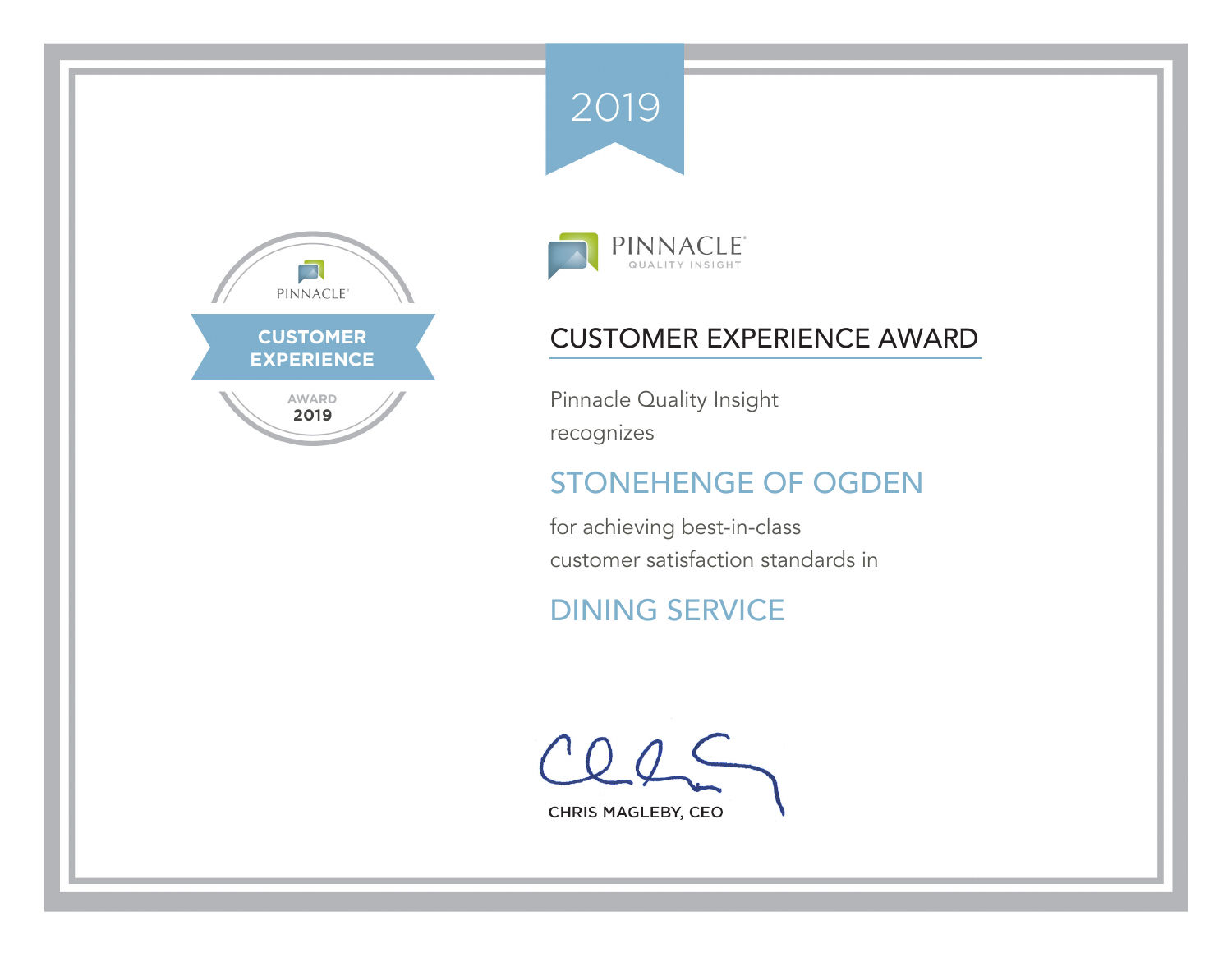2019

PINNACLE
CUSTOMER EXPERIENCE
AWARD
2019

PINNACLE
QUALITY INSIGHT

# CUSTOMER EXPERIENCE AWARD

Pinnacle Quality Insight
recognizes

## STONEHENGE OF OGDEN

for achieving best-in-class
customer satisfaction standards in

## DINING SERVICE

CHRIS MAGLEBY, CEO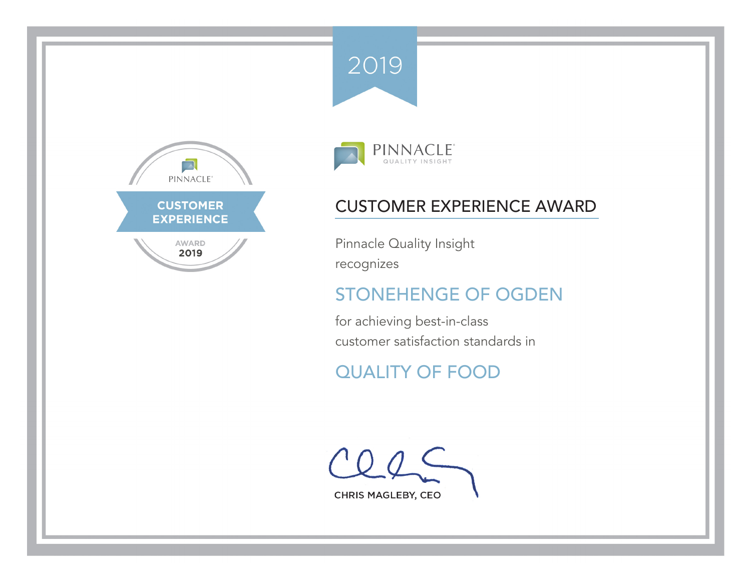2019

PINNACLE

CUSTOMER EXPERIENCE

AWARD 2019

PINNACLE
QUALITY INSIGHT

## CUSTOMER EXPERIENCE AWARD

Pinnacle Quality Insight
recognizes

## STONEHENGE OF OGDEN

for achieving best-in-class
customer satisfaction standards in

## QUALITY OF FOOD

CHRIS MAGLEBY, CEO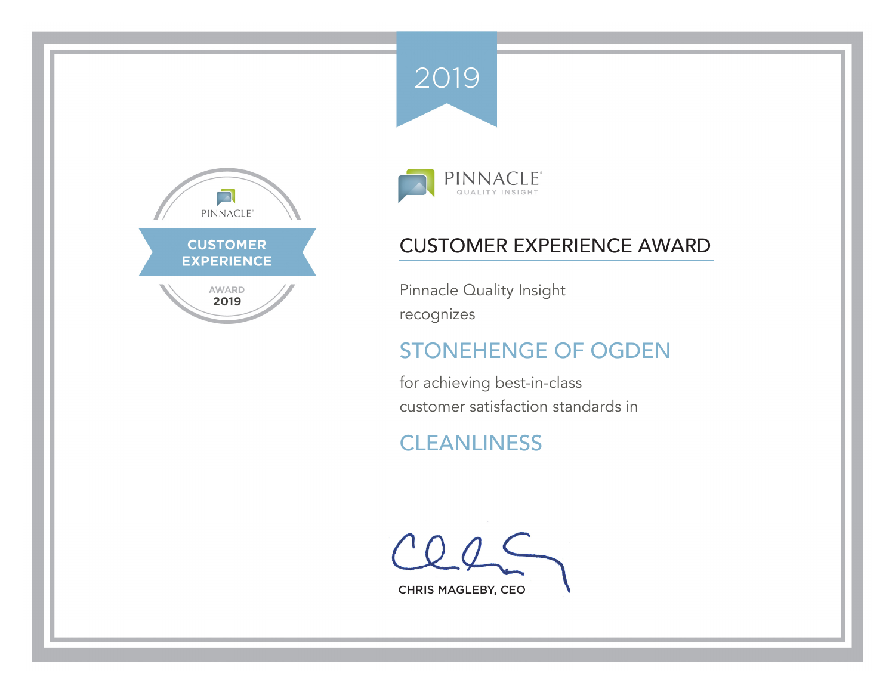2019

PINNACLE
CUSTOMER EXPERIENCE
AWARD
2019

PINNACLE
QUALITY INSIGHT

# CUSTOMER EXPERIENCE AWARD

Pinnacle Quality Insight
recognizes

## STONEHENGE OF OGDEN

for achieving best-in-class
customer satisfaction standards in

## CLEANLINESS

CHRIS MAGLEBY, CEO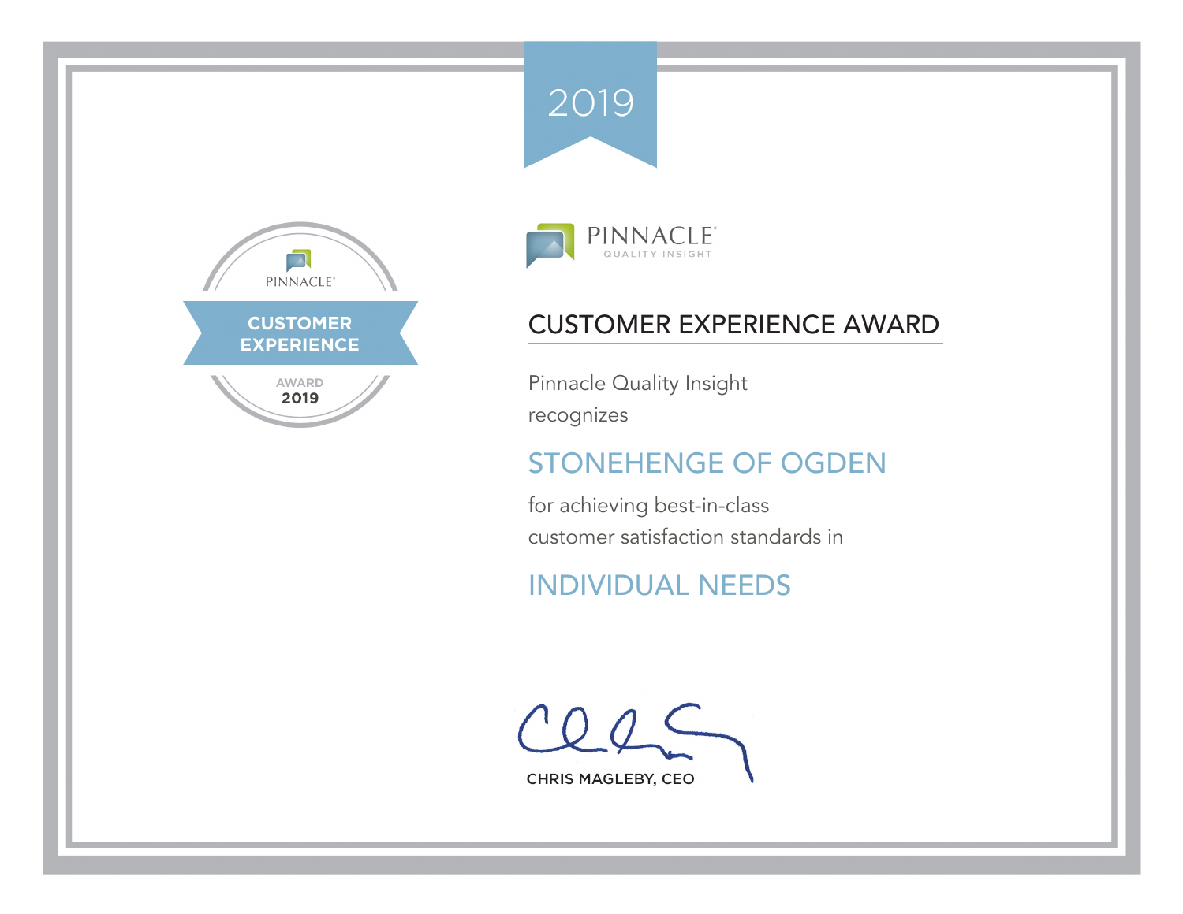2019

PINNACLE
CUSTOMER EXPERIENCE
AWARD
2019

PINNACLE
QUALITY INSIGHT

# CUSTOMER EXPERIENCE AWARD

Pinnacle Quality Insight
recognizes

## STONEHENGE OF OGDEN

for achieving best-in-class
customer satisfaction standards in

## INDIVIDUAL NEEDS

CHRIS MAGLEBY, CEO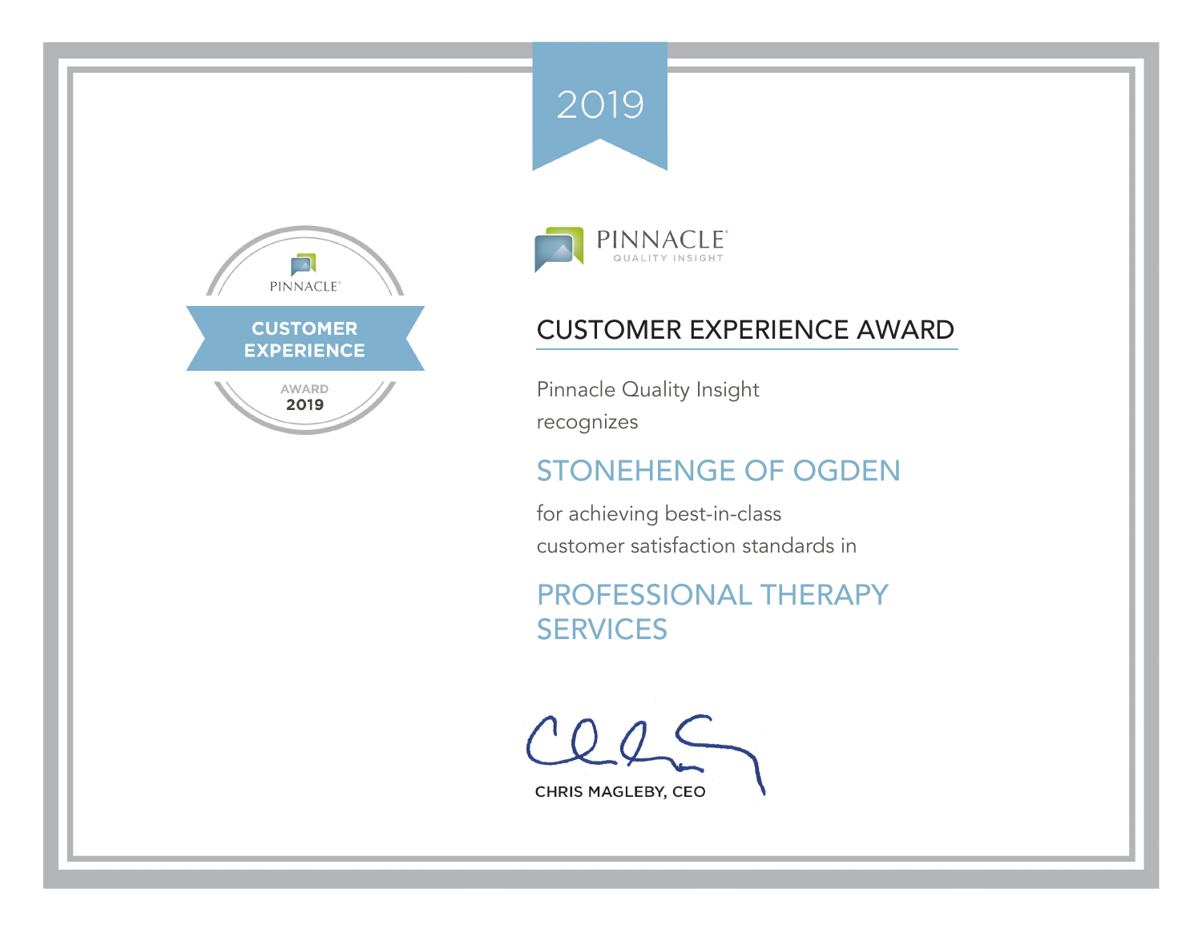2019

PINNACLE
CUSTOMER EXPERIENCE
AWARD
2019

PINNACLE
QUALITY INSIGHT

# CUSTOMER EXPERIENCE AWARD

Pinnacle Quality Insight
recognizes

## STONEHENGE OF OGDEN

for achieving best-in-class
customer satisfaction standards in

## PROFESSIONAL THERAPY SERVICES

CHRIS MAGLEBY, CEO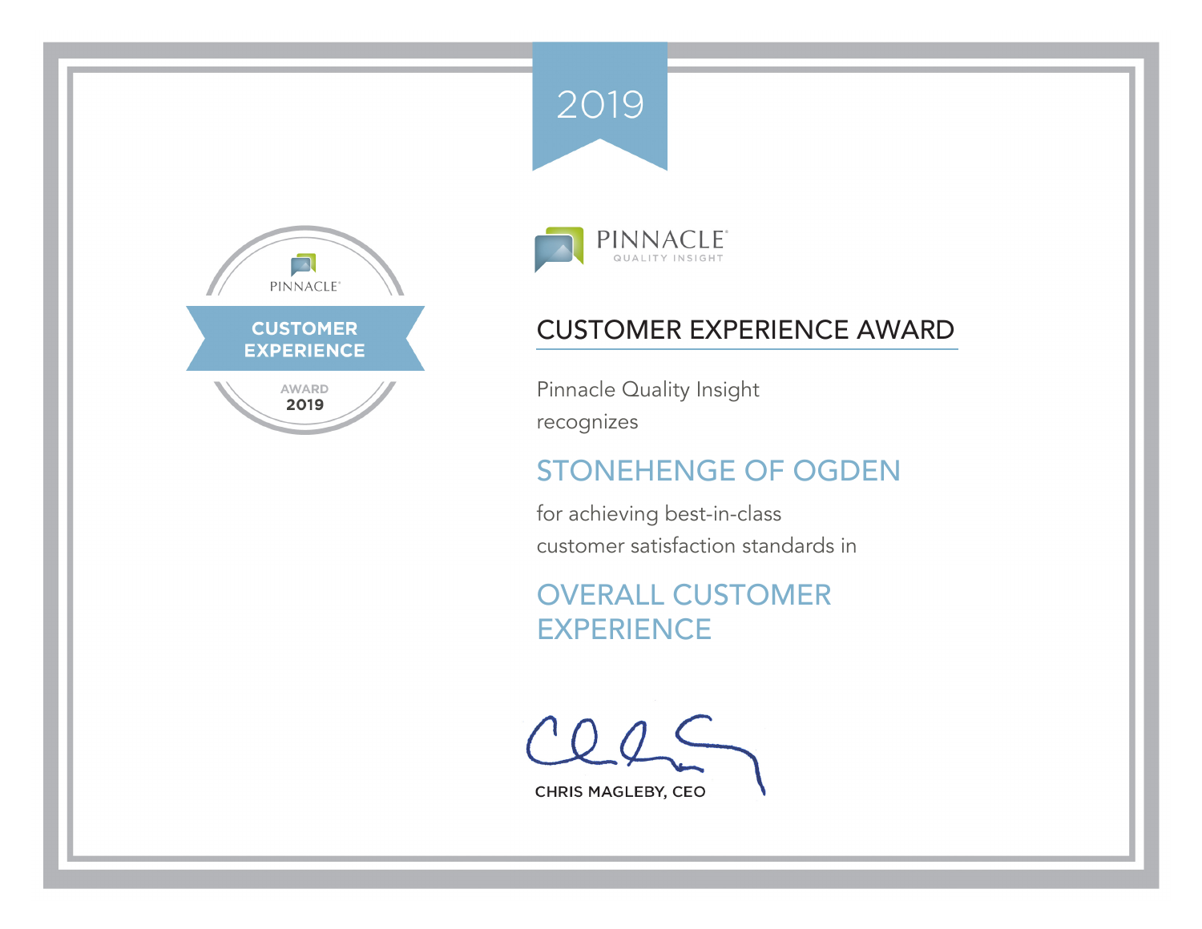2019

PINNACLE
CUSTOMER EXPERIENCE
AWARD
2019

PINNACLE
QUALITY INSIGHT

# CUSTOMER EXPERIENCE AWARD

Pinnacle Quality Insight
recognizes

## STONEHENGE OF OGDEN

for achieving best-in-class
customer satisfaction standards in

## OVERALL CUSTOMER EXPERIENCE

CHRIS MAGLEBY, CEO